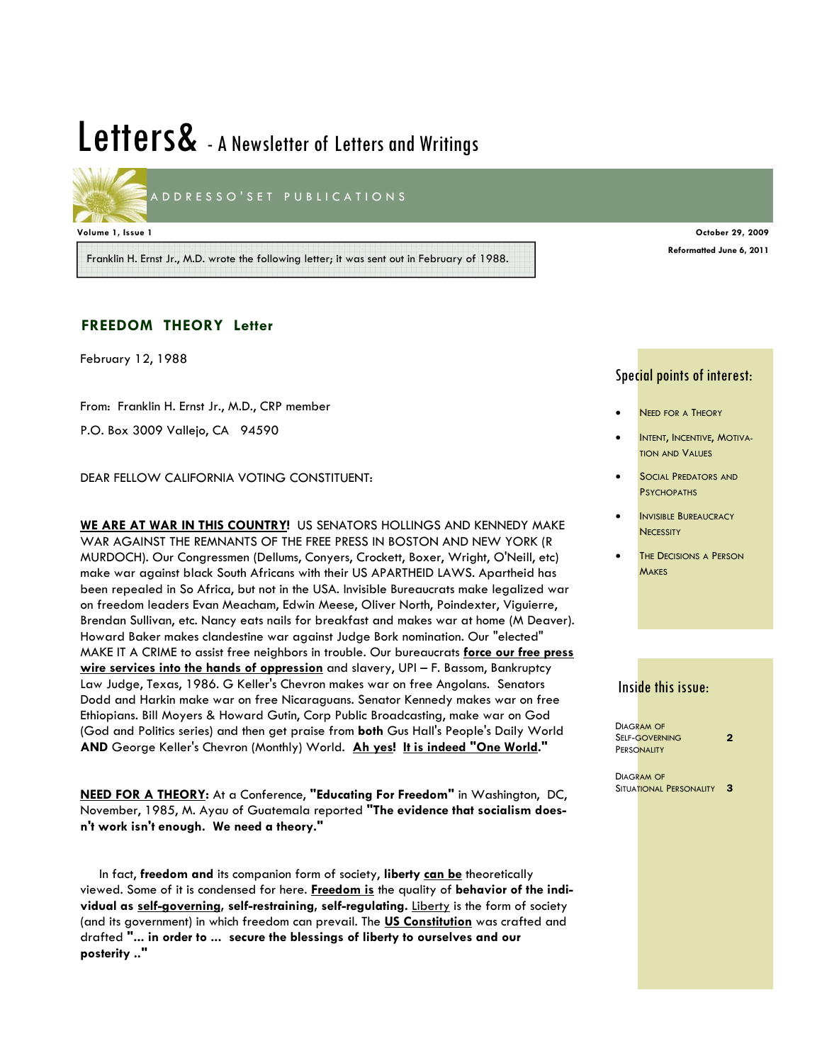# Letters& - A Newsletter of Letters and Writings

ADDRESSO'SET PUBLICATIONS

**Volume 1, Issue 1**

**October 29, 2009**

**Reformatted June 6, 2011**

Franklin H. Ernst Jr., M.D. wrote the following letter; it was sent out in February of 1988.

## FREEDOM THEORY Letter

February 12, 1988

From: Franklin H. Ernst Jr., M.D., CRP member

P.O. Box 3009 Vallejo, CA 94590

DEAR FELLOW CALIFORNIA VOTING CONSTITUENT:

**<u>WE ARE AT WAR IN THIS COUNTRY!</u>** US SENATORS HOLLINGS AND KENNEDY MAKE WAR AGAINST THE REMNANTS OF THE FREE PRESS IN BOSTON AND NEW YORK (R MURDOCH). Our Congressmen (Dellums, Conyers, Crockett, Boxer, Wright, O'Neill, etc) make war against black South Africans with their US APARTHEID LAWS. Apartheid has been repealed in So Africa, but not in the USA. Invisible Bureaucrats make legalized war on freedom leaders Evan Meacham, Edwin Meese, Oliver North, Poindexter, Viguierre, Brendan Sullivan, etc. Nancy eats nails for breakfast and makes war at home (M Deaver). Howard Baker makes clandestine war against Judge Bork nomination. Our "elected" MAKE IT A CRIME to assist free neighbors in trouble. Our bureaucrats **<u>force our free press wire services into the hands of oppression</u>** and slavery, UPI – F. Bassom, Bankruptcy Law Judge, Texas, 1986. G Keller's Chevron makes war on free Angolans. Senators Dodd and Harkin make war on free Nicaraguans. Senator Kennedy makes war on free Ethiopians. Bill Moyers & Howard Gutin, Corp Public Broadcasting, make war on God (God and Politics series) and then get praise from **both** Gus Hall's People's Daily World **AND** George Keller's Chevron (Monthly) World. **<u>Ah yes</u>! <u>It is indeed "One World</u>."**

**<u>NEED FOR A THEORY</u>:** At a Conference, **"Educating For Freedom"** in Washington, DC, November, 1985, M. Ayau of Guatemala reported **"The evidence that socialism doesn't work isn't enough. We need a theory."**

In fact, **freedom and** its companion form of society, **liberty <u>can be</u>** theoretically viewed. Some of it is condensed for here. **<u>Freedom is</u>** the quality of **behavior of the individual as <u>self-governing</u>, self-restraining, self-regulating.** <u>Liberty</u> is the form of society (and its government) in which freedom can prevail. The **<u>US Constitution</u>** was crafted and drafted **"... in order to ... secure the blessings of liberty to ourselves and our posterity .."**

## Special points of interest:

- Need for a Theory
- Intent, Incentive, Motivation and Values
- Social Predators and Psychopaths
- Invisible Bureaucracy Necessity
- The Decisions a Person Makes

## Inside this issue:

| | |
|---|---|
| Diagram of Self-Governing Personality | 2 |
| Diagram of Situational Personality | 3 |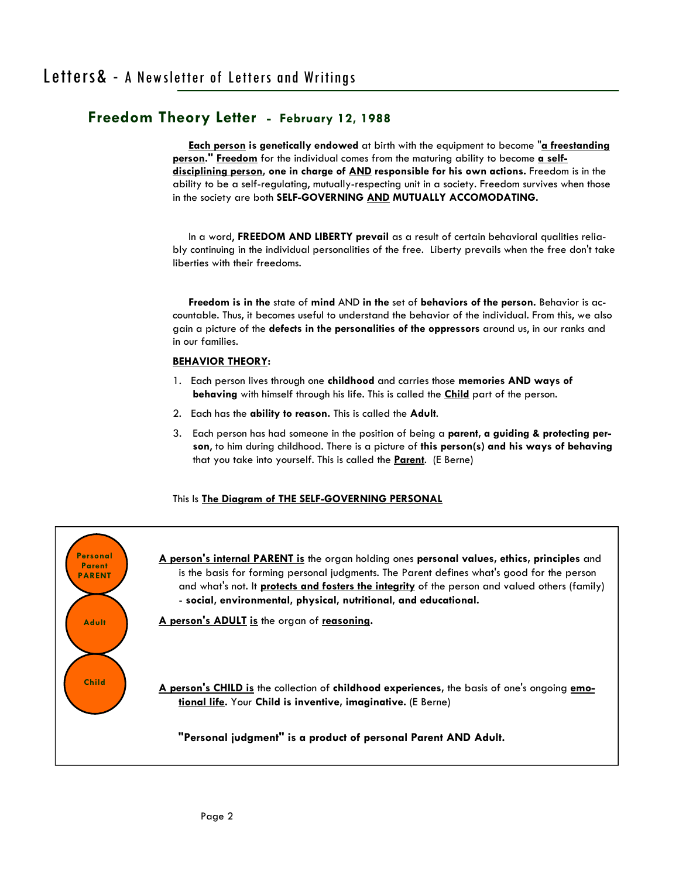# Freedom Theory Letter - February 12, 1988

**Each person is genetically endowed** at birth with the equipment to become "**a freestanding person.**" **Freedom** for the individual comes from the maturing ability to become **a self-disciplining person, one in charge of AND responsible for his own actions.** Freedom is in the ability to be a self-regulating, mutually-respecting unit in a society. Freedom survives when those in the society are both **SELF-GOVERNING AND MUTUALLY ACCOMODATING.**

In a word, **FREEDOM AND LIBERTY prevail** as a result of certain behavioral qualities reliably continuing in the individual personalities of the free. Liberty prevails when the free don't take liberties with their freedoms.

**Freedom is in the** state of **mind** AND **in the** set of **behaviors of the person.** Behavior is accountable. Thus, it becomes useful to understand the behavior of the individual. From this, we also gain a picture of the **defects in the personalities of the oppressors** around us, in our ranks and in our families.

**BEHAVIOR THEORY:**

1. Each person lives through one **childhood** and carries those **memories AND ways of behaving** with himself through his life. This is called the **Child** part of the person.
2. Each has the **ability to reason.** This is called the **Adult**.
3. Each person has had someone in the position of being a **parent, a guiding & protecting person,** to him during childhood. There is a picture of **this person(s) and his ways of behaving** that you take into yourself. This is called the **Parent**. (E Berne)

This Is **The Diagram of THE SELF-GOVERNING PERSONAL**

Personal Parent PARENT

Adult

Child

**A person's internal PARENT is** the organ holding ones **personal values, ethics, principles** and is the basis for forming personal judgments. The Parent defines what's good for the person and what's not. It **protects and fosters the integrity** of the person and valued others (family) - **social, environmental, physical, nutritional, and educational.**

**A person's ADULT is** the organ of **reasoning.**

**A person's CHILD is** the collection of **childhood experiences,** the basis of one's ongoing **emotional life.** Your **Child is inventive, imaginative.** (E Berne)

**"Personal judgment" is a product of personal Parent AND Adult.**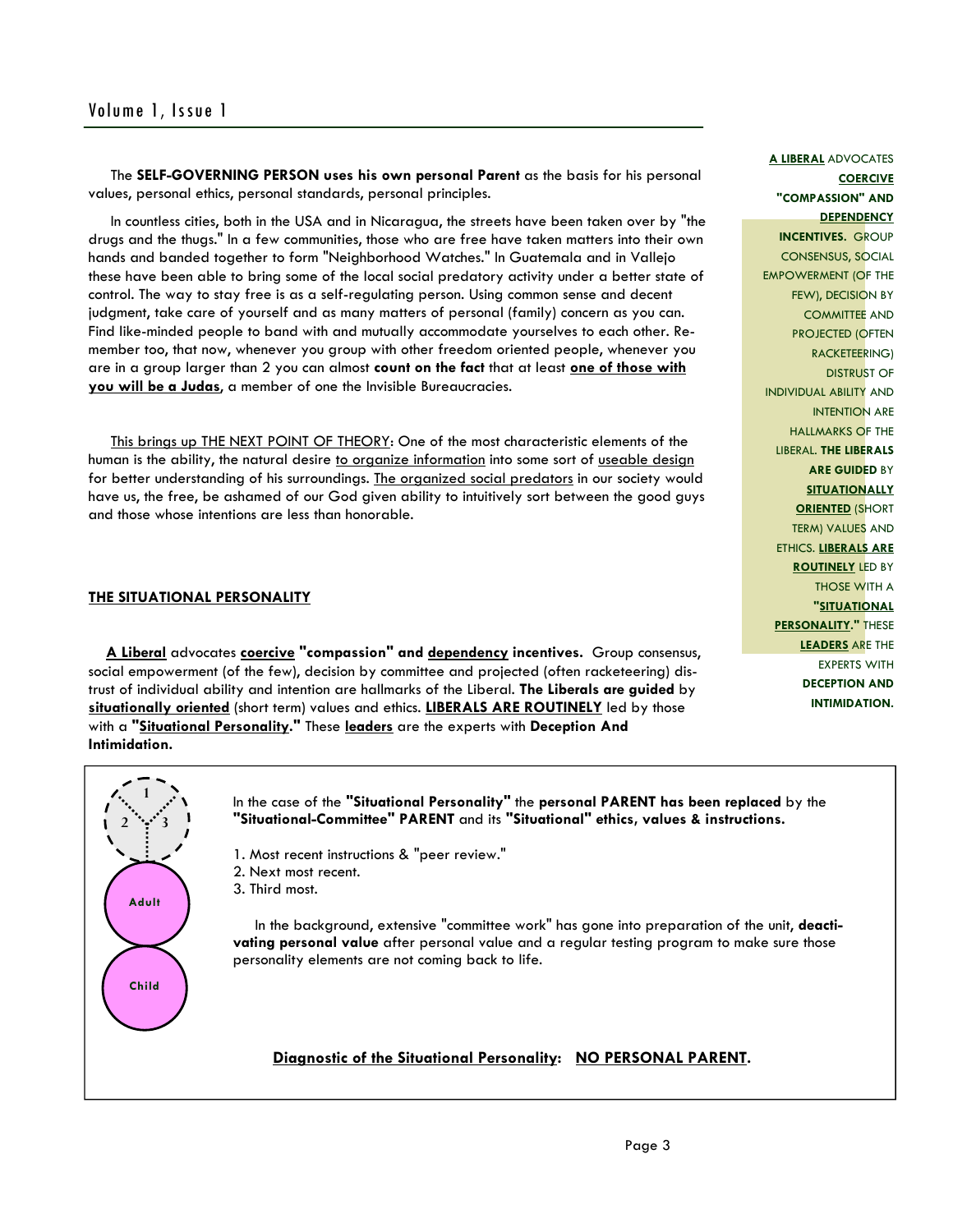The **SELF-GOVERNING PERSON uses his own personal Parent** as the basis for his personal values, personal ethics, personal standards, personal principles.

In countless cities, both in the USA and in Nicaragua, the streets have been taken over by "the drugs and the thugs." In a few communities, those who are free have taken matters into their own hands and banded together to form "Neighborhood Watches." In Guatemala and in Vallejo these have been able to bring some of the local social predatory activity under a better state of control. The way to stay free is as a self-regulating person. Using common sense and decent judgment, take care of yourself and as many matters of personal (family) concern as you can. Find like-minded people to band with and mutually accommodate yourselves to each other. Remember too, that now, whenever you group with other freedom oriented people, whenever you are in a group larger than 2 you can almost **count on the fact** that at least **one of those with you will be a Judas**, a member of one the Invisible Bureaucracies.

This brings up THE NEXT POINT OF THEORY: One of the most characteristic elements of the human is the ability, the natural desire to organize information into some sort of useable design for better understanding of his surroundings. The organized social predators in our society would have us, the free, be ashamed of our God given ability to intuitively sort between the good guys and those whose intentions are less than honorable.

## THE SITUATIONAL PERSONALITY

**A Liberal** advocates **coercive "compassion" and dependency incentives.** Group consensus, social empowerment (of the few), decision by committee and projected (often racketeering) distrust of individual ability and intention are hallmarks of the Liberal. **The Liberals are guided** by **situationally oriented** (short term) values and ethics. **LIBERALS ARE ROUTINELY** led by those with a **"Situational Personality."** These **leaders** are the experts with **Deception And Intimidation.**

**A LIBERAL** ADVOCATES **COERCIVE "COMPASSION" AND DEPENDENCY INCENTIVES.** GROUP CONSENSUS, SOCIAL EMPOWERMENT (OF THE FEW), DECISION BY COMMITTEE AND PROJECTED (OFTEN RACKETEERING) DISTRUST OF INDIVIDUAL ABILITY AND INTENTION ARE HALLMARKS OF THE LIBERAL. **THE LIBERALS ARE GUIDED** BY **SITUATIONALLY ORIENTED** (SHORT TERM) VALUES AND ETHICS. **LIBERALS ARE ROUTINELY** LED BY THOSE WITH A **"SITUATIONAL PERSONALITY."** THESE **LEADERS** ARE THE EXPERTS WITH **DECEPTION AND INTIMIDATION.**

1 / 2 / 3

Adult

Child

In the case of the **"Situational Personality"** the **personal PARENT has been replaced** by the **"Situational-Committee" PARENT** and its **"Situational" ethics, values & instructions.**

1. Most recent instructions & "peer review."
2. Next most recent.
3. Third most.

In the background, extensive "committee work" has gone into preparation of the unit, **deactivating personal value** after personal value and a regular testing program to make sure those personality elements are not coming back to life.

**Diagnostic of the Situational Personality: NO PERSONAL PARENT.**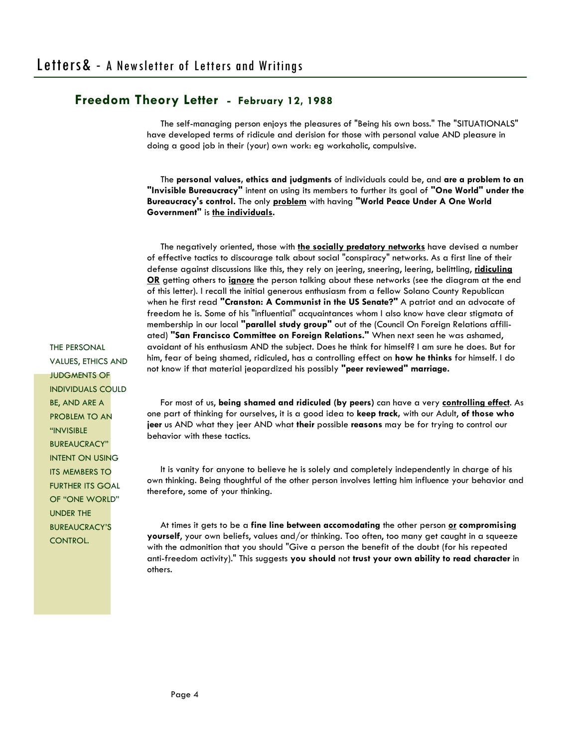## Freedom Theory Letter - February 12, 1988

The self-managing person enjoys the pleasures of "Being his own boss." The "SITUATIONALS" have developed terms of ridicule and derision for those with personal value AND pleasure in doing a good job in their (your) own work: eg workaholic, compulsive.

The **personal values, ethics and judgments** of individuals could be, and **are a problem to an "Invisible Bureaucracy"** intent on using its members to further its goal of **"One World" under the Bureaucracy's control.** The only **problem** with having **"World Peace Under A One World Government"** is **the individuals.**

The negatively oriented, those with **the socially predatory networks** have devised a number of effective tactics to discourage talk about social "conspiracy" networks. As a first line of their defense against discussions like this, they rely on jeering, sneering, leering, belittling, **ridiculing OR** getting others to **ignore** the person talking about these networks (see the diagram at the end of this letter). I recall the initial generous enthusiasm from a fellow Solano County Republican when he first read **"Cranston: A Communist in the US Senate?"** A patriot and an advocate of freedom he is. Some of his "influential" acquaintances whom I also know have clear stigmata of membership in our local **"parallel study group"** out of the (Council On Foreign Relations affiliated) **"San Francisco Committee on Foreign Relations."** When next seen he was ashamed, avoidant of his enthusiasm AND the subject. Does he think for himself? I am sure he does. But for him, fear of being shamed, ridiculed, has a controlling effect on **how he thinks** for himself. I do not know if that material jeopardized his possibly **"peer reviewed" marriage.**

THE PERSONAL VALUES, ETHICS AND JUDGMENTS OF INDIVIDUALS COULD BE, AND ARE A PROBLEM TO AN "INVISIBLE BUREAUCRACY" INTENT ON USING ITS MEMBERS TO FURTHER ITS GOAL OF "ONE WORLD" UNDER THE BUREAUCRACY'S CONTROL.

For most of us, **being shamed and ridiculed (by peers)** can have a very **controlling effect**. As one part of thinking for ourselves, it is a good idea to **keep track,** with our Adult, **of those who jeer** us AND what they jeer AND what **their** possible **reasons** may be for trying to control our behavior with these tactics.

It is vanity for anyone to believe he is solely and completely independently in charge of his own thinking. Being thoughtful of the other person involves letting him influence your behavior and therefore, some of your thinking.

At times it gets to be a **fine line between accomodating** the other person **or compromising yourself**, your own beliefs, values and/or thinking. Too often, too many get caught in a squeeze with the admonition that you should "Give a person the benefit of the doubt (for his repeated anti-freedom activity)." This suggests **you should** not **trust your own ability to read character** in others.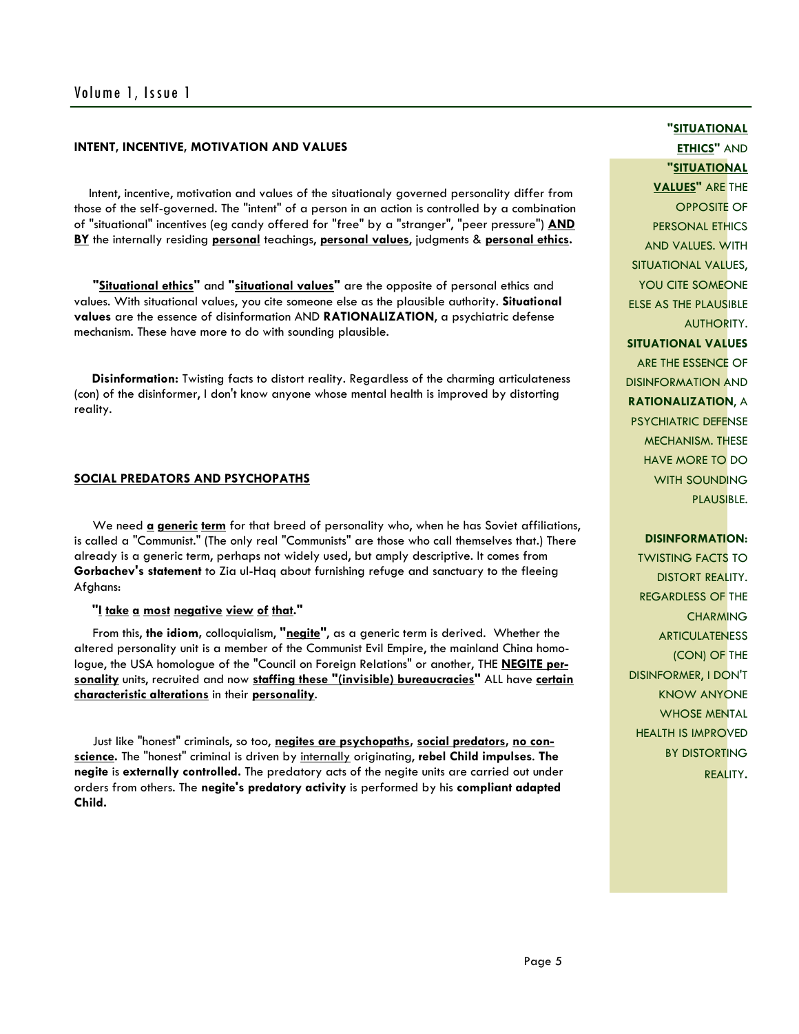## INTENT, INCENTIVE, MOTIVATION AND VALUES

Intent, incentive, motivation and values of the situationaly governed personality differ from those of the self-governed. The "intent" of a person in an action is controlled by a combination of "situational" incentives (eg candy offered for "free" by a "stranger", "peer pressure") **AND BY** the internally residing **personal** teachings, **personal values**, judgments & **personal ethics**.

**"Situational ethics"** and **"situational values"** are the opposite of personal ethics and values. With situational values, you cite someone else as the plausible authority. **Situational values** are the essence of disinformation AND **RATIONALIZATION**, a psychiatric defense mechanism. These have more to do with sounding plausible.

**Disinformation:** Twisting facts to distort reality. Regardless of the charming articulateness (con) of the disinformer, I don't know anyone whose mental health is improved by distorting reality.

## SOCIAL PREDATORS AND PSYCHOPATHS

We need **a generic term** for that breed of personality who, when he has Soviet affiliations, is called a "Communist." (The only real "Communists" are those who call themselves that.) There already is a generic term, perhaps not widely used, but amply descriptive. It comes from **Gorbachev's statement** to Zia ul-Haq about furnishing refuge and sanctuary to the fleeing Afghans:

**"I take a most negative view of that."**

From this, **the idiom**, colloquialism, **"negite"**, as a generic term is derived. Whether the altered personality unit is a member of the Communist Evil Empire, the mainland China homologue, the USA homologue of the "Council on Foreign Relations" or another, THE **NEGITE personality** units, recruited and now **staffing these "(invisible) bureaucracies"** ALL have **certain characteristic alterations** in their **personality**.

Just like "honest" criminals, so too, **negites are psychopaths**, **social predators**, **no conscience**. The "honest" criminal is driven by internally originating, **rebel Child impulses**. **The negite** is **externally controlled.** The predatory acts of the negite units are carried out under orders from others. The **negite's predatory activity** is performed by his **compliant adapted Child.**

**"SITUATIONAL ETHICS" AND "SITUATIONAL VALUES" ARE THE OPPOSITE OF PERSONAL ETHICS AND VALUES. WITH SITUATIONAL VALUES, YOU CITE SOMEONE ELSE AS THE PLAUSIBLE AUTHORITY. SITUATIONAL VALUES ARE THE ESSENCE OF DISINFORMATION AND RATIONALIZATION, A PSYCHIATRIC DEFENSE MECHANISM. THESE HAVE MORE TO DO WITH SOUNDING PLAUSIBLE.**

**DISINFORMATION: TWISTING FACTS TO DISTORT REALITY. REGARDLESS OF THE CHARMING ARTICULATENESS (CON) OF THE DISINFORMER, I DON'T KNOW ANYONE WHOSE MENTAL HEALTH IS IMPROVED BY DISTORTING REALITY.**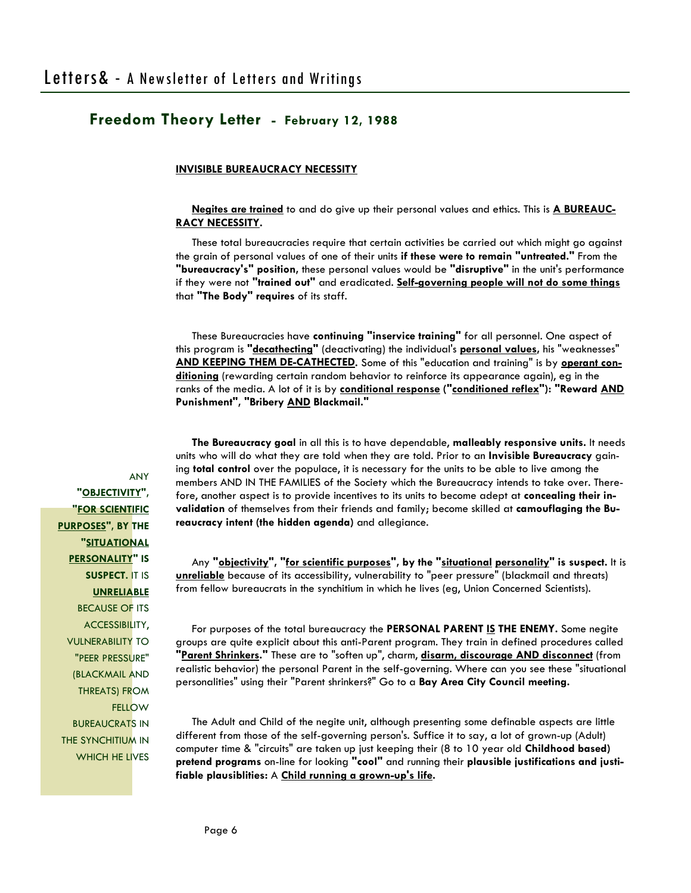## Freedom Theory Letter - February 12, 1988

**INVISIBLE BUREAUCRACY NECESSITY**

**Negites are trained** to and do give up their personal values and ethics. This is **A BUREAUCRACY NECESSITY.**

These total bureaucracies require that certain activities be carried out which might go against the grain of personal values of one of their units **if these were to remain "untreated."** From the **"bureaucracy's" position**, these personal values would be **"disruptive"** in the unit's performance if they were not **"trained out"** and eradicated. **Self-governing people will not do some things** that **"The Body" requires** of its staff.

These Bureaucracies have **continuing "inservice training"** for all personnel. One aspect of this program is **"decathecting"** (deactivating) the individual's **personal values**, his "weaknesses" **AND KEEPING THEM DE-CATHECTED.** Some of this "education and training" is by **operant conditioning** (rewarding certain random behavior to reinforce its appearance again), eg in the ranks of the media. A lot of it is by **conditional response ("conditioned reflex"): "Reward AND Punishment", "Bribery AND Blackmail."**

**The Bureaucracy goal** in all this is to have dependable, **malleably responsive units.** It needs units who will do what they are told when they are told. Prior to an **Invisible Bureaucracy** gaining **total control** over the populace, it is necessary for the units to be able to live among the members AND IN THE FAMILIES of the Society which the Bureaucracy intends to take over. Therefore, another aspect is to provide incentives to its units to become adept at **concealing their invalidation** of themselves from their friends and family; become skilled at **camouflaging the Bureaucracy intent (the hidden agenda)** and allegiance.

> ANY **"OBJECTIVITY", "FOR SCIENTIFIC PURPOSES", BY THE "SITUATIONAL PERSONALITY" IS SUSPECT.** IT IS **UNRELIABLE** BECAUSE OF ITS ACCESSIBILITY, VULNERABILITY TO "PEER PRESSURE" (BLACKMAIL AND THREATS) FROM FELLOW BUREAUCRATS IN THE SYNCHITIUM IN WHICH HE LIVES

Any **"objectivity", "for scientific purposes", by the "situational personality" is suspect.** It is **unreliable** because of its accessibility, vulnerability to "peer pressure" (blackmail and threats) from fellow bureaucrats in the synchitium in which he lives (eg, Union Concerned Scientists).

For purposes of the total bureaucracy the **PERSONAL PARENT IS THE ENEMY.** Some negite groups are quite explicit about this anti-Parent program. They train in defined procedures called **"Parent Shrinkers."** These are to "soften up", charm, **disarm, discourage AND disconnect** (from realistic behavior) the personal Parent in the self-governing. Where can you see these "situational personalities" using their "Parent shrinkers?" Go to a **Bay Area City Council meeting.**

The Adult and Child of the negite unit, although presenting some definable aspects are little different from those of the self-governing person's. Suffice it to say, a lot of grown-up (Adult) computer time & "circuits" are taken up just keeping their (8 to 10 year old **Childhood based**) **pretend programs** on-line for looking **"cool"** and running their **plausible justifications and justifiable plausiblities:** A **Child running a grown-up's life.**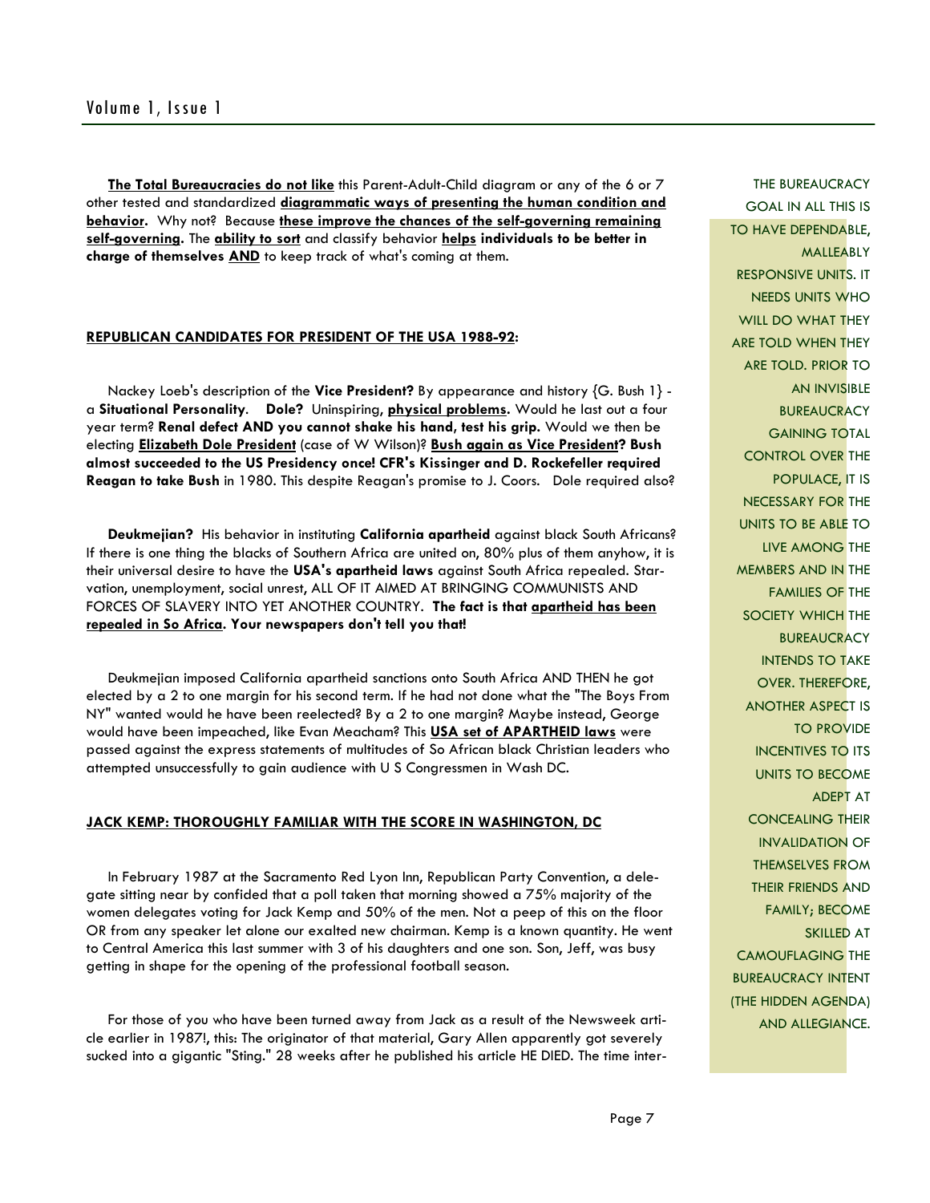**The Total Bureaucracies do not like** this Parent-Adult-Child diagram or any of the 6 or 7 other tested and standardized **diagrammatic ways of presenting the human condition and behavior.** Why not? Because **these improve the chances of the self-governing remaining self-governing.** The **ability to sort** and classify behavior **helps individuals to be better in charge of themselves AND** to keep track of what's coming at them.

**REPUBLICAN CANDIDATES FOR PRESIDENT OF THE USA 1988-92:**

Nackey Loeb's description of the **Vice President?** By appearance and history {G. Bush 1} - a **Situational Personality. Dole?** Uninspiring, **physical problems.** Would he last out a four year term? **Renal defect AND you cannot shake his hand, test his grip.** Would we then be electing **Elizabeth Dole President** (case of W Wilson)? **Bush again as Vice President? Bush almost succeeded to the US Presidency once! CFR's Kissinger and D. Rockefeller required Reagan to take Bush** in 1980. This despite Reagan's promise to J. Coors. Dole required also?

**Deukmejian?** His behavior in instituting **California apartheid** against black South Africans? If there is one thing the blacks of Southern Africa are united on, 80% plus of them anyhow, it is their universal desire to have the **USA's apartheid laws** against South Africa repealed. Starvation, unemployment, social unrest, ALL OF IT AIMED AT BRINGING COMMUNISTS AND FORCES OF SLAVERY INTO YET ANOTHER COUNTRY. **The fact is that apartheid has been repealed in So Africa. Your newspapers don't tell you that!**

Deukmejian imposed California apartheid sanctions onto South Africa AND THEN he got elected by a 2 to one margin for his second term. If he had not done what the "The Boys From NY" wanted would he have been reelected? By a 2 to one margin? Maybe instead, George would have been impeached, like Evan Meacham? This **USA set of APARTHEID laws** were passed against the express statements of multitudes of So African black Christian leaders who attempted unsuccessfully to gain audience with U S Congressmen in Wash DC.

**JACK KEMP: THOROUGHLY FAMILIAR WITH THE SCORE IN WASHINGTON, DC**

In February 1987 at the Sacramento Red Lyon Inn, Republican Party Convention, a delegate sitting near by confided that a poll taken that morning showed a 75% majority of the women delegates voting for Jack Kemp and 50% of the men. Not a peep of this on the floor OR from any speaker let alone our exalted new chairman. Kemp is a known quantity. He went to Central America this last summer with 3 of his daughters and one son. Son, Jeff, was busy getting in shape for the opening of the professional football season.

For those of you who have been turned away from Jack as a result of the Newsweek article earlier in 1987!, this: The originator of that material, Gary Allen apparently got severely sucked into a gigantic "Sting." 28 weeks after he published his article HE DIED. The time inter-

THE BUREAUCRACY GOAL IN ALL THIS IS TO HAVE DEPENDABLE, MALLEABLY RESPONSIVE UNITS. IT NEEDS UNITS WHO WILL DO WHAT THEY ARE TOLD WHEN THEY ARE TOLD. PRIOR TO AN INVISIBLE BUREAUCRACY GAINING TOTAL CONTROL OVER THE POPULACE, IT IS NECESSARY FOR THE UNITS TO BE ABLE TO LIVE AMONG THE MEMBERS AND IN THE FAMILIES OF THE SOCIETY WHICH THE BUREAUCRACY INTENDS TO TAKE OVER. THEREFORE, ANOTHER ASPECT IS TO PROVIDE INCENTIVES TO ITS UNITS TO BECOME ADEPT AT CONCEALING THEIR INVALIDATION OF THEMSELVES FROM THEIR FRIENDS AND FAMILY; BECOME SKILLED AT CAMOUFLAGING THE BUREAUCRACY INTENT (THE HIDDEN AGENDA) AND ALLEGIANCE.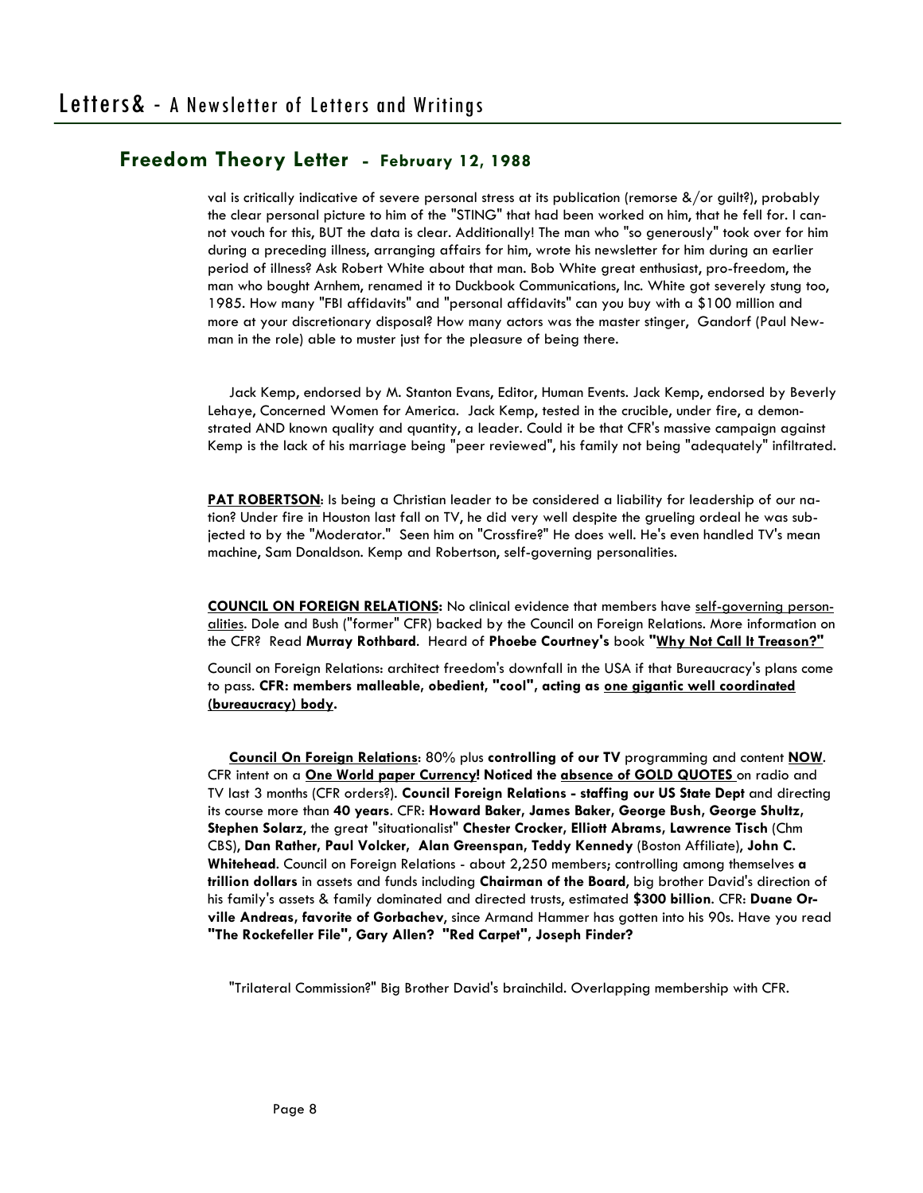## Freedom Theory Letter - February 12, 1988

val is critically indicative of severe personal stress at its publication (remorse &/or guilt?), probably the clear personal picture to him of the "STING" that had been worked on him, that he fell for. I cannot vouch for this, BUT the data is clear. Additionally! The man who "so generously" took over for him during a preceding illness, arranging affairs for him, wrote his newsletter for him during an earlier period of illness? Ask Robert White about that man. Bob White great enthusiast, pro-freedom, the man who bought Arnhem, renamed it to Duckbook Communications, Inc. White got severely stung too, 1985. How many "FBI affidavits" and "personal affidavits" can you buy with a $100 million and more at your discretionary disposal? How many actors was the master stinger, Gandorf (Paul Newman in the role) able to muster just for the pleasure of being there.

Jack Kemp, endorsed by M. Stanton Evans, Editor, Human Events. Jack Kemp, endorsed by Beverly Lehaye, Concerned Women for America. Jack Kemp, tested in the crucible, under fire, a demonstrated AND known quality and quantity, a leader. Could it be that CFR's massive campaign against Kemp is the lack of his marriage being "peer reviewed", his family not being "adequately" infiltrated.

**PAT ROBERTSON**: Is being a Christian leader to be considered a liability for leadership of our nation? Under fire in Houston last fall on TV, he did very well despite the grueling ordeal he was subjected to by the "Moderator." Seen him on "Crossfire?" He does well. He's even handled TV's mean machine, Sam Donaldson. Kemp and Robertson, self-governing personalities.

**COUNCIL ON FOREIGN RELATIONS:** No clinical evidence that members have self-governing personalities. Dole and Bush ("former" CFR) backed by the Council on Foreign Relations. More information on the CFR? Read **Murray Rothbard**. Heard of **Phoebe Courtney's** book **"Why Not Call It Treason?"**

Council on Foreign Relations: architect freedom's downfall in the USA if that Bureaucracy's plans come to pass. **CFR: members malleable, obedient, "cool", acting as one gigantic well coordinated (bureaucracy) body.**

**Council On Foreign Relations**: 80% plus **controlling of our TV** programming and content **NOW**. CFR intent on a **One World paper Currency! Noticed the absence of GOLD QUOTES** on radio and TV last 3 months (CFR orders?). **Council Foreign Relations - staffing our US State Dept** and directing its course more than **40 years**. CFR: **Howard Baker, James Baker, George Bush, George Shultz, Stephen Solarz,** the great "situationalist" **Chester Crocker, Elliott Abrams, Lawrence Tisch** (Chm CBS), **Dan Rather, Paul Volcker, Alan Greenspan, Teddy Kennedy** (Boston Affiliate), **John C. Whitehead**. Council on Foreign Relations - about 2,250 members; controlling among themselves **a trillion dollars** in assets and funds including **Chairman of the Board,** big brother David's direction of his family's assets & family dominated and directed trusts, estimated **$300 billion**. CFR: **Duane Orville Andreas, favorite of Gorbachev,** since Armand Hammer has gotten into his 90s. Have you read **"The Rockefeller File", Gary Allen? "Red Carpet", Joseph Finder?**

"Trilateral Commission?" Big Brother David's brainchild. Overlapping membership with CFR.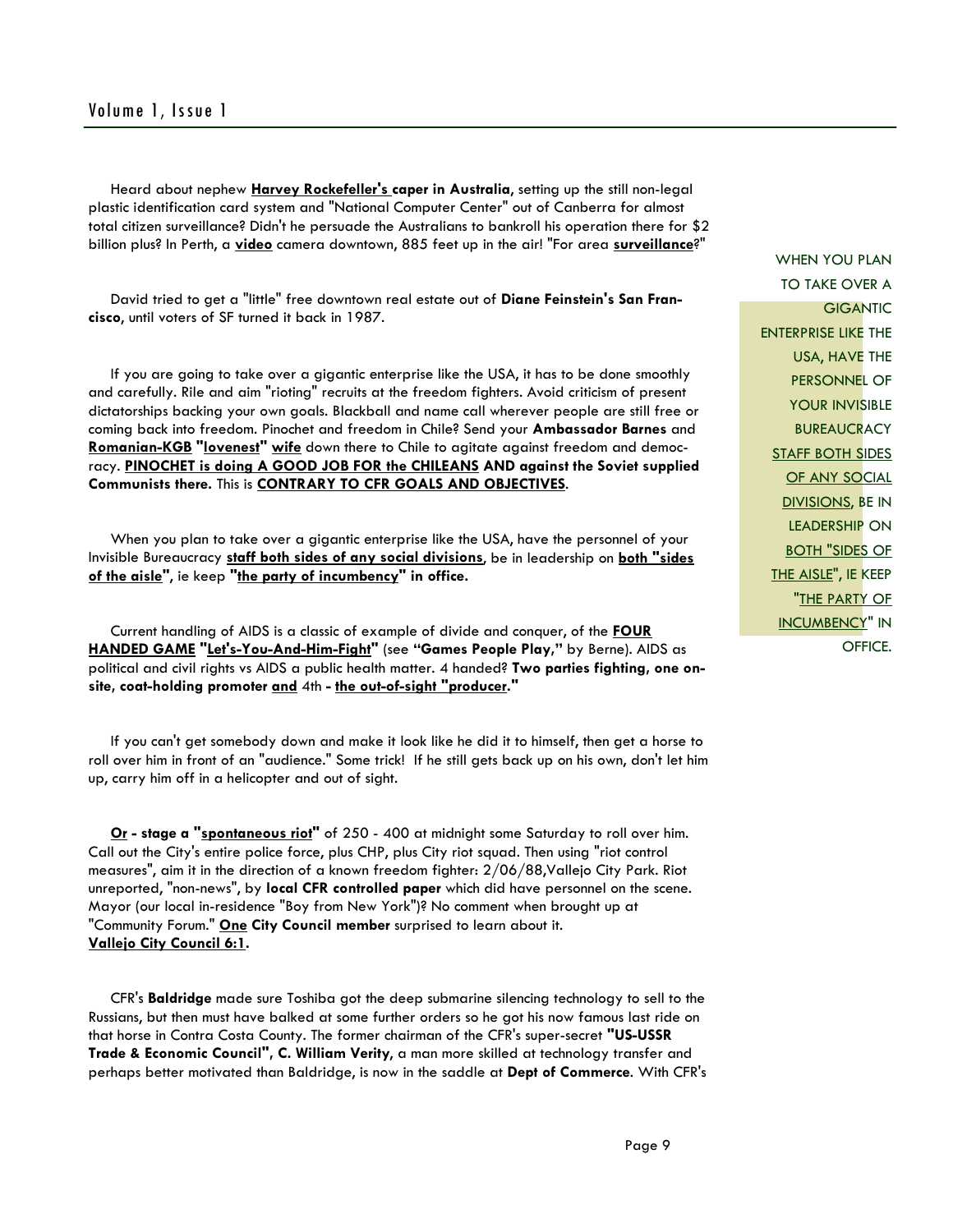Heard about nephew **Harvey Rockefeller's caper in Australia**, setting up the still non-legal plastic identification card system and "National Computer Center" out of Canberra for almost total citizen surveillance? Didn't he persuade the Australians to bankroll his operation there for $2 billion plus? In Perth, a **video** camera downtown, 885 feet up in the air! "For area **surveillance**?"

David tried to get a "little" free downtown real estate out of **Diane Feinstein's San Francisco**, until voters of SF turned it back in 1987.

If you are going to take over a gigantic enterprise like the USA, it has to be done smoothly and carefully. Rile and aim "rioting" recruits at the freedom fighters. Avoid criticism of present dictatorships backing your own goals. Blackball and name call wherever people are still free or coming back into freedom. Pinochet and freedom in Chile? Send your **Ambassador Barnes** and **Romanian-KGB "lovenest" wife** down there to Chile to agitate against freedom and democracy. **PINOCHET is doing A GOOD JOB FOR the CHILEANS AND against the Soviet supplied Communists there.** This is **CONTRARY TO CFR GOALS AND OBJECTIVES**.

When you plan to take over a gigantic enterprise like the USA, have the personnel of your Invisible Bureaucracy **staff both sides of any social divisions**, be in leadership on **both "sides of the aisle"**, ie keep **"the party of incumbency" in office.**

> WHEN YOU PLAN TO TAKE OVER A GIGANTIC ENTERPRISE LIKE THE USA, HAVE THE PERSONNEL OF YOUR INVISIBLE BUREAUCRACY STAFF BOTH SIDES OF ANY SOCIAL DIVISIONS, BE IN LEADERSHIP ON BOTH "SIDES OF THE AISLE", IE KEEP "THE PARTY OF INCUMBENCY" IN OFFICE.

Current handling of AIDS is a classic of example of divide and conquer, of the **FOUR HANDED GAME "Let's-You-And-Him-Fight"** (see **"Games People Play,"** by Berne). AIDS as political and civil rights vs AIDS a public health matter. 4 handed? **Two parties fighting, one on-site, coat-holding promoter and** 4th **- the out-of-sight "producer."**

If you can't get somebody down and make it look like he did it to himself, then get a horse to roll over him in front of an "audience." Some trick! If he still gets back up on his own, don't let him up, carry him off in a helicopter and out of sight.

**Or - stage a "spontaneous riot"** of 250 - 400 at midnight some Saturday to roll over him. Call out the City's entire police force, plus CHP, plus City riot squad. Then using "riot control measures", aim it in the direction of a known freedom fighter: 2/06/88,Vallejo City Park. Riot unreported, "non-news", by **local CFR controlled paper** which did have personnel on the scene. Mayor (our local in-residence "Boy from New York")? No comment when brought up at "Community Forum." **One City Council member** surprised to learn about it. **Vallejo City Council 6:1.**

CFR's **Baldridge** made sure Toshiba got the deep submarine silencing technology to sell to the Russians, but then must have balked at some further orders so he got his now famous last ride on that horse in Contra Costa County. The former chairman of the CFR's super-secret **"US-USSR Trade & Economic Council", C. William Verity**, a man more skilled at technology transfer and perhaps better motivated than Baldridge, is now in the saddle at **Dept of Commerce**. With CFR's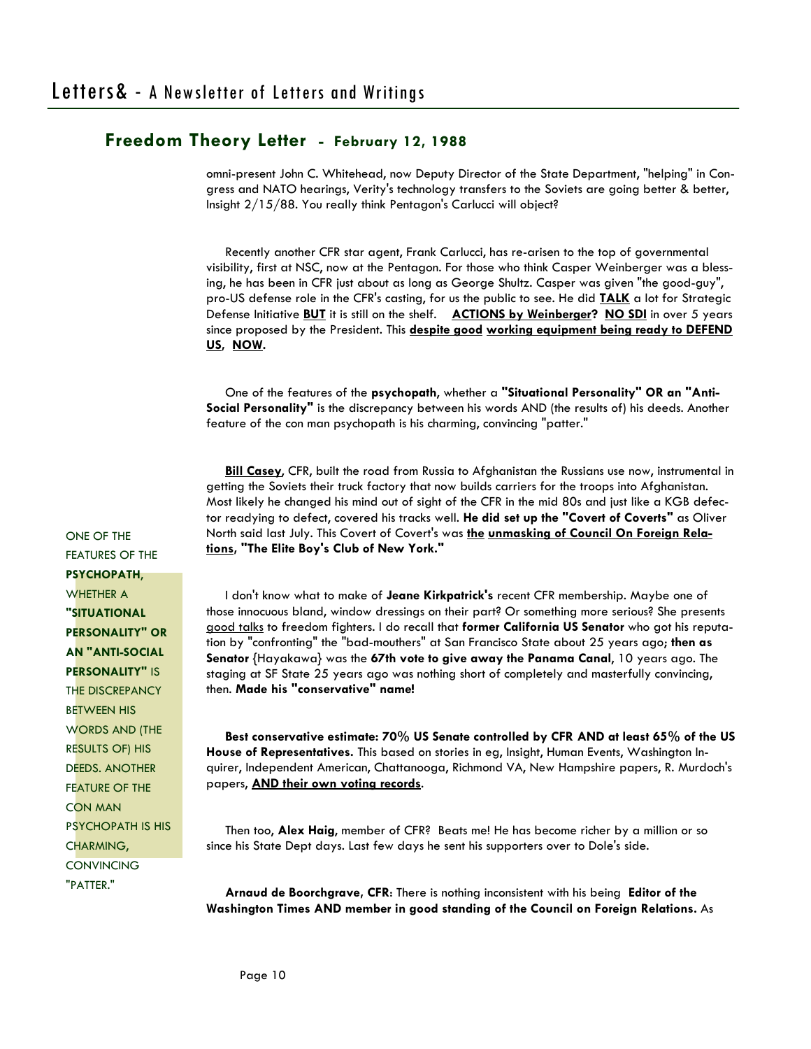## Freedom Theory Letter - February 12, 1988

omni-present John C. Whitehead, now Deputy Director of the State Department, "helping" in Congress and NATO hearings, Verity's technology transfers to the Soviets are going better & better, Insight 2/15/88. You really think Pentagon's Carlucci will object?

Recently another CFR star agent, Frank Carlucci, has re-arisen to the top of governmental visibility, first at NSC, now at the Pentagon. For those who think Casper Weinberger was a blessing, he has been in CFR just about as long as George Shultz. Casper was given "the good-guy", pro-US defense role in the CFR's casting, for us the public to see. He did **<u>TALK</u>** a lot for Strategic Defense Initiative **<u>BUT</u>** it is still on the shelf. **<u>ACTIONS by Weinberger</u>? <u>NO SDI</u>** in over 5 years since proposed by the President. This **<u>despite good</u> <u>working equipment being ready to DEFEND US</u>, <u>NOW</u>.**

One of the features of the **psychopath**, whether a **"Situational Personality" OR an "Anti-Social Personality"** is the discrepancy between his words AND (the results of) his deeds. Another feature of the con man psychopath is his charming, convincing "patter."

**<u>Bill Casey</u>**, CFR, built the road from Russia to Afghanistan the Russians use now, instrumental in getting the Soviets their truck factory that now builds carriers for the troops into Afghanistan. Most likely he changed his mind out of sight of the CFR in the mid 80s and just like a KGB defector readying to defect, covered his tracks well. **He did set up the "Covert of Coverts"** as Oliver North said last July. This Covert of Covert's was **<u>the</u> <u>unmasking of Council On Foreign Relations</u>, "The Elite Boy's Club of New York."**

ONE OF THE FEATURES OF THE **PSYCHOPATH,** WHETHER A **"SITUATIONAL PERSONALITY" OR AN "ANTI-SOCIAL PERSONALITY"** IS THE DISCREPANCY BETWEEN HIS WORDS AND (THE RESULTS OF) HIS DEEDS. ANOTHER FEATURE OF THE CON MAN PSYCHOPATH IS HIS CHARMING, CONVINCING "PATTER."

I don't know what to make of **Jeane Kirkpatrick's** recent CFR membership. Maybe one of those innocuous bland, window dressings on their part? Or something more serious? She presents <u>good talks</u> to freedom fighters. I do recall that **former California US Senator** who got his reputation by "confronting" the "bad-mouthers" at San Francisco State about 25 years ago; **then as Senator** {Hayakawa} was the **67th vote to give away the Panama Canal**, 10 years ago. The staging at SF State 25 years ago was nothing short of completely and masterfully convincing, then. **Made his "conservative" name!**

**Best conservative estimate: 70% US Senate controlled by CFR AND at least 65% of the US House of Representatives.** This based on stories in eg, Insight, Human Events, Washington Inquirer, Independent American, Chattanooga, Richmond VA, New Hampshire papers, R. Murdoch's papers, **<u>AND their own voting records</u>**.

Then too, **Alex Haig**, member of CFR? Beats me! He has become richer by a million or so since his State Dept days. Last few days he sent his supporters over to Dole's side.

**Arnaud de Boorchgrave, CFR**: There is nothing inconsistent with his being **Editor of the Washington Times AND member in good standing of the Council on Foreign Relations.** As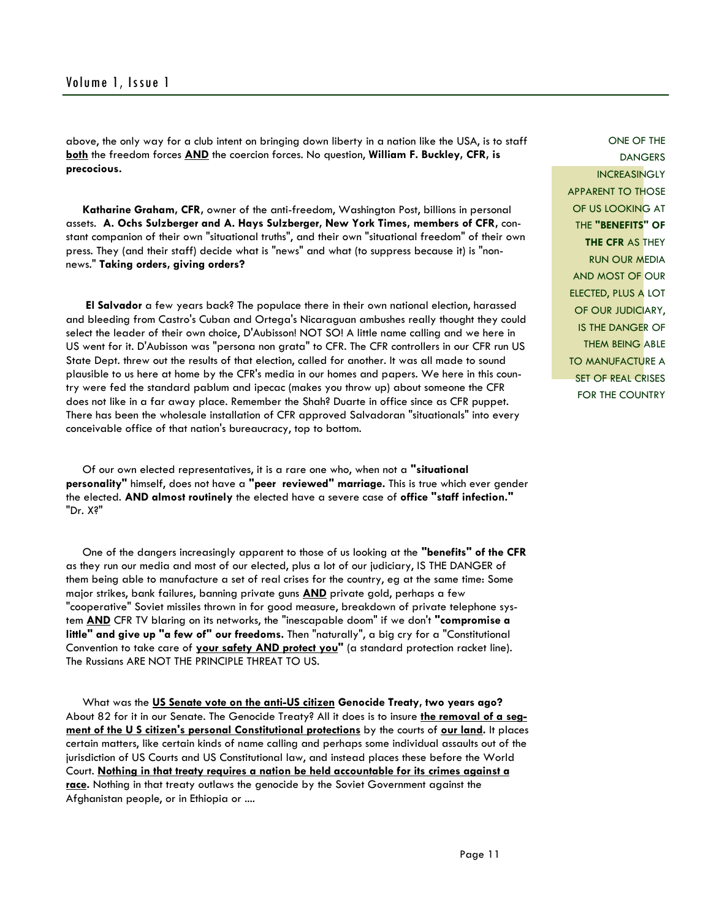above, the only way for a club intent on bringing down liberty in a nation like the USA, is to staff **both** the freedom forces **AND** the coercion forces. No question, **William F. Buckley, CFR, is precocious.**

**Katharine Graham**, **CFR**, owner of the anti-freedom, Washington Post, billions in personal assets. **A. Ochs Sulzberger and A. Hays Sulzberger, New York Times, members of CFR**, constant companion of their own "situational truths", and their own "situational freedom" of their own press. They (and their staff) decide what is "news" and what (to suppress because it) is "non-news." **Taking orders, giving orders?**

**El Salvador** a few years back? The populace there in their own national election, harassed and bleeding from Castro's Cuban and Ortega's Nicaraguan ambushes really thought they could select the leader of their own choice, D'Aubisson! NOT SO! A little name calling and we here in US went for it. D'Aubisson was "persona non grata" to CFR. The CFR controllers in our CFR run US State Dept. threw out the results of that election, called for another. It was all made to sound plausible to us here at home by the CFR's media in our homes and papers. We here in this country were fed the standard pablum and ipecac (makes you throw up) about someone the CFR does not like in a far away place. Remember the Shah? Duarte in office since as CFR puppet. There has been the wholesale installation of CFR approved Salvadoran "situationals" into every conceivable office of that nation's bureaucracy, top to bottom.

Of our own elected representatives, it is a rare one who, when not a **"situational personality"** himself, does not have a **"peer reviewed" marriage.** This is true which ever gender the elected. **AND almost routinely** the elected have a severe case of **office "staff infection."** "Dr. X?"

ONE OF THE DANGERS INCREASINGLY APPARENT TO THOSE OF US LOOKING AT THE **"BENEFITS" OF THE CFR** AS THEY RUN OUR MEDIA AND MOST OF OUR ELECTED, PLUS A LOT OF OUR JUDICIARY, IS THE DANGER OF THEM BEING ABLE TO MANUFACTURE A SET OF REAL CRISES FOR THE COUNTRY

One of the dangers increasingly apparent to those of us looking at the **"benefits" of the CFR** as they run our media and most of our elected, plus a lot of our judiciary, IS THE DANGER of them being able to manufacture a set of real crises for the country, eg at the same time: Some major strikes, bank failures, banning private guns **AND** private gold, perhaps a few "cooperative" Soviet missiles thrown in for good measure, breakdown of private telephone system **AND** CFR TV blaring on its networks, the "inescapable doom" if we don't **"compromise a little" and give up "a few of" our freedoms.** Then "naturally", a big cry for a "Constitutional Convention to take care of **your safety AND protect you"** (a standard protection racket line). The Russians ARE NOT THE PRINCIPLE THREAT TO US.

What was the **US Senate vote on the anti-US citizen Genocide Treaty, two years ago?** About 82 for it in our Senate. The Genocide Treaty? All it does is to insure **the removal of a segment of the U S citizen's personal Constitutional protections** by the courts of **our land.** It places certain matters, like certain kinds of name calling and perhaps some individual assaults out of the jurisdiction of US Courts and US Constitutional law, and instead places these before the World Court. **Nothing in that treaty requires a nation be held accountable for its crimes against a race.** Nothing in that treaty outlaws the genocide by the Soviet Government against the Afghanistan people, or in Ethiopia or ....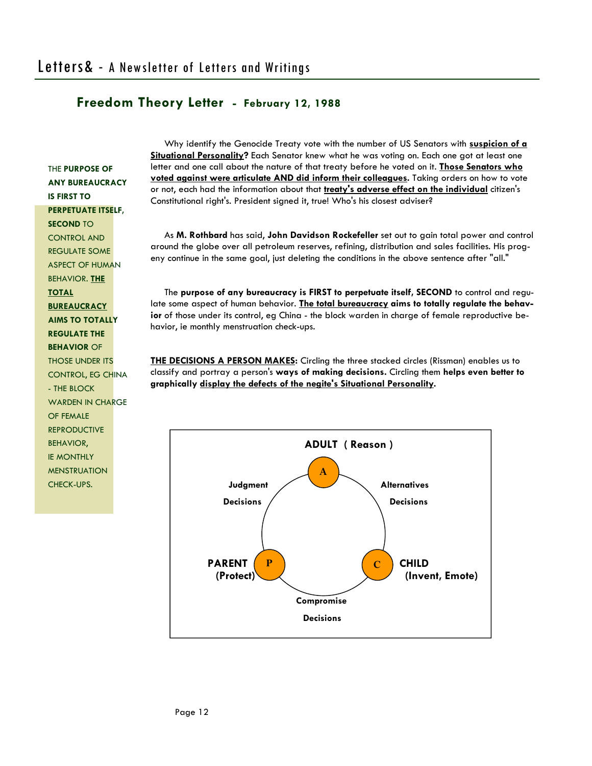## Freedom Theory Letter - February 12, 1988

> THE **PURPOSE OF ANY BUREAUCRACY IS FIRST TO PERPETUATE ITSELF, SECOND** TO CONTROL AND REGULATE SOME ASPECT OF HUMAN BEHAVIOR. **THE TOTAL BUREAUCRACY AIMS TO TOTALLY REGULATE THE BEHAVIOR** OF THOSE UNDER ITS CONTROL, EG CHINA - THE BLOCK WARDEN IN CHARGE OF FEMALE REPRODUCTIVE BEHAVIOR, IE MONTHLY MENSTRUATION CHECK-UPS.

Why identify the Genocide Treaty vote with the number of US Senators with **suspicion of a Situational Personality?** Each Senator knew what he was voting on. Each one got at least one letter and one call about the nature of that treaty before he voted on it. **Those Senators who voted against were articulate AND did inform their colleagues.** Taking orders on how to vote or not, each had the information about that **treaty's adverse effect on the individual** citizen's Constitutional right's. President signed it, true! Who's his closest adviser?

As **M. Rothbard** has said, **John Davidson Rockefeller** set out to gain total power and control around the globe over all petroleum reserves, refining, distribution and sales facilities. His progeny continue in the same goal, just deleting the conditions in the above sentence after "all."

The **purpose of any bureaucracy is FIRST to perpetuate itself, SECOND** to control and regulate some aspect of human behavior. **The total bureaucracy aims to totally regulate the behavior** of those under its control, eg China - the block warden in charge of female reproductive behavior, ie monthly menstruation check-ups.

**THE DECISIONS A PERSON MAKES:** Circling the three stacked circles (Rissman) enables us to classify and portray a person's **ways of making decisions.** Circling them **helps even better to graphically display the defects of the negite's Situational Personality.**

**ADULT ( Reason )**

A

**Judgment Decisions** | **Alternatives Decisions**

**PARENT (Protect)** P | C **CHILD (Invent, Emote)**

**Compromise Decisions**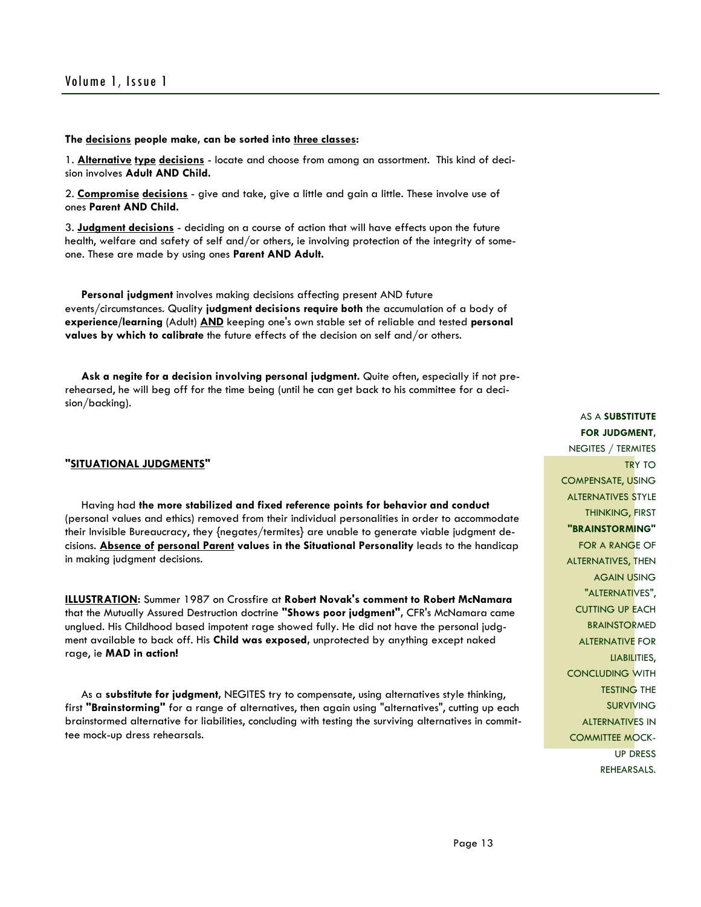**The <u>decisions</u> people make, can be sorted into <u>three classes</u>:**

1. **<u>Alternative</u> <u>type</u> <u>decisions</u>** - locate and choose from among an assortment. This kind of decision involves **Adult AND Child.**

2. **<u>Compromise</u> <u>decisions</u>** - give and take, give a little and gain a little. These involve use of ones **Parent AND Child.**

3. **<u>Judgment decisions</u>** - deciding on a course of action that will have effects upon the future health, welfare and safety of self and/or others, ie involving protection of the integrity of someone. These are made by using ones **Parent AND Adult.**

**Personal judgment** involves making decisions affecting present AND future events/circumstances. Quality **judgment decisions require both** the accumulation of a body of **experience/learning** (Adult) **<u>AND</u>** keeping one's own stable set of reliable and tested **personal values by which to calibrate** the future effects of the decision on self and/or others.

**Ask a negite for a decision involving personal judgment.** Quite often, especially if not prerehearsed, he will beg off for the time being (until he can get back to his committee for a decision/backing).

## "<u>SITUATIONAL JUDGMENTS</u>"

Having had **the more stabilized and fixed reference points for behavior and conduct** (personal values and ethics) removed from their individual personalities in order to accommodate their Invisible Bureaucracy, they {negates/termites} are unable to generate viable judgment decisions. **<u>Absence of</u> <u>personal Parent</u> values in the Situational Personality** leads to the handicap in making judgment decisions.

**<u>ILLUSTRATION</u>:** Summer 1987 on Crossfire at **Robert Novak's comment to Robert McNamara** that the Mutually Assured Destruction doctrine **"Shows poor judgment"**, CFR's McNamara came unglued. His Childhood based impotent rage showed fully. He did not have the personal judgment available to back off. His **Child was exposed**, unprotected by anything except naked rage, ie **MAD in action!**

As a **substitute for judgment**, NEGITES try to compensate, using alternatives style thinking, first **"Brainstorming"** for a range of alternatives, then again using "alternatives", cutting up each brainstormed alternative for liabilities, concluding with testing the surviving alternatives in committee mock-up dress rehearsals.

AS A **SUBSTITUTE FOR JUDGMENT**, NEGITES / TERMITES TRY TO COMPENSATE, USING ALTERNATIVES STYLE THINKING, FIRST **"BRAINSTORMING"** FOR A RANGE OF ALTERNATIVES, THEN AGAIN USING "ALTERNATIVES", CUTTING UP EACH BRAINSTORMED ALTERNATIVE FOR LIABILITIES, CONCLUDING WITH TESTING THE SURVIVING ALTERNATIVES IN COMMITTEE MOCK-UP DRESS REHEARSALS.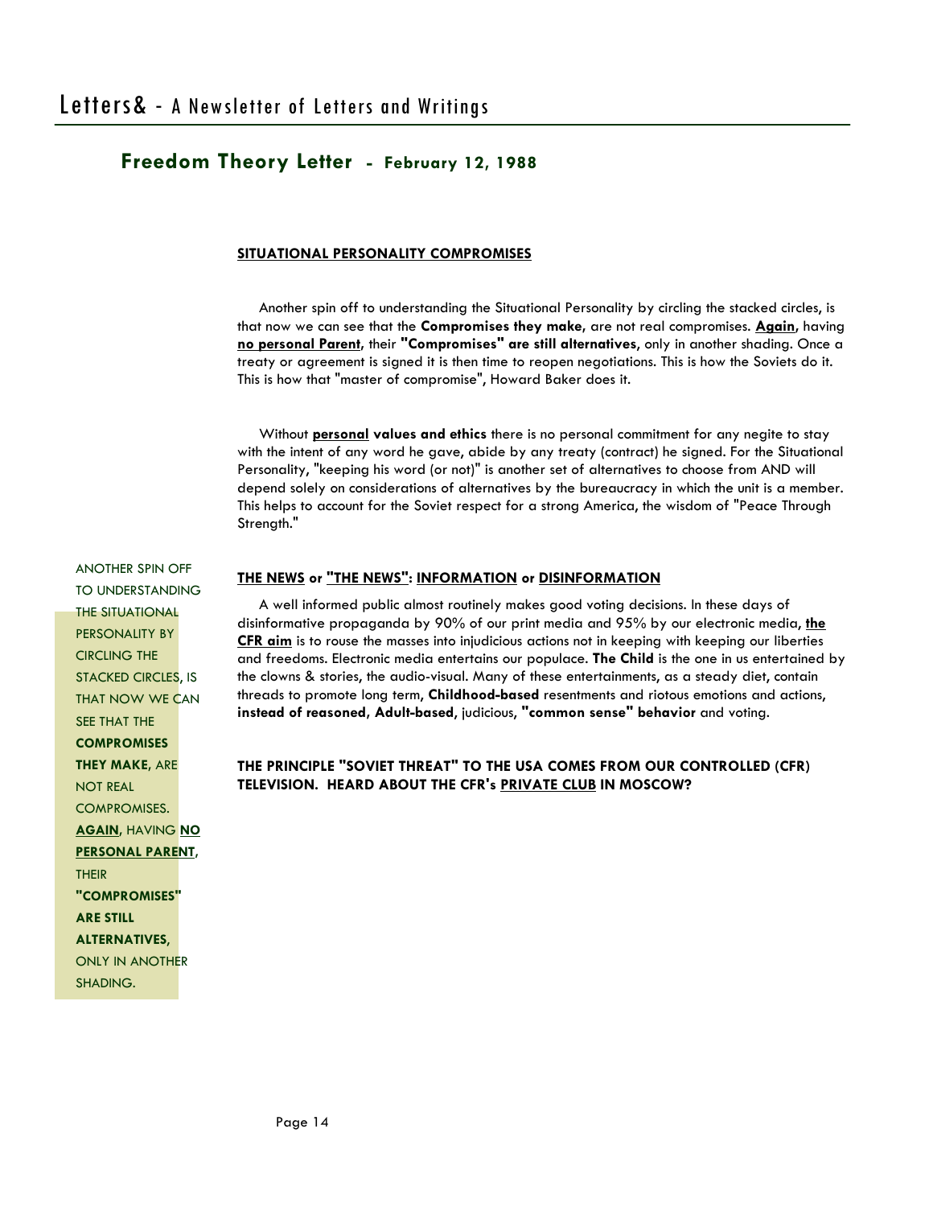## Freedom Theory Letter - February 12, 1988

**SITUATIONAL PERSONALITY COMPROMISES**

Another spin off to understanding the Situational Personality by circling the stacked circles, is that now we can see that the **Compromises they make**, are not real compromises. **Again**, having **no personal Parent**, their **"Compromises" are still alternatives**, only in another shading. Once a treaty or agreement is signed it is then time to reopen negotiations. This is how the Soviets do it. This is how that "master of compromise", Howard Baker does it.

Without **personal values and ethics** there is no personal commitment for any negite to stay with the intent of any word he gave, abide by any treaty (contract) he signed. For the Situational Personality, "keeping his word (or not)" is another set of alternatives to choose from AND will depend solely on considerations of alternatives by the bureaucracy in which the unit is a member. This helps to account for the Soviet respect for a strong America, the wisdom of "Peace Through Strength."

ANOTHER SPIN OFF TO UNDERSTANDING THE SITUATIONAL PERSONALITY BY CIRCLING THE STACKED CIRCLES, IS THAT NOW WE CAN SEE THAT THE **COMPROMISES THEY MAKE**, ARE NOT REAL COMPROMISES. **AGAIN**, HAVING **NO PERSONAL PARENT**, THEIR **"COMPROMISES" ARE STILL ALTERNATIVES**, ONLY IN ANOTHER SHADING.

**THE NEWS or "THE NEWS": INFORMATION or DISINFORMATION**

A well informed public almost routinely makes good voting decisions. In these days of disinformative propaganda by 90% of our print media and 95% by our electronic media, **the CFR aim** is to rouse the masses into injudicious actions not in keeping with keeping our liberties and freedoms. Electronic media entertains our populace. **The Child** is the one in us entertained by the clowns & stories, the audio-visual. Many of these entertainments, as a steady diet, contain threads to promote long term, **Childhood-based** resentments and riotous emotions and actions, **instead of reasoned**, **Adult-based**, judicious, **"common sense" behavior** and voting.

**THE PRINCIPLE "SOVIET THREAT" TO THE USA COMES FROM OUR CONTROLLED (CFR) TELEVISION. HEARD ABOUT THE CFR's PRIVATE CLUB IN MOSCOW?**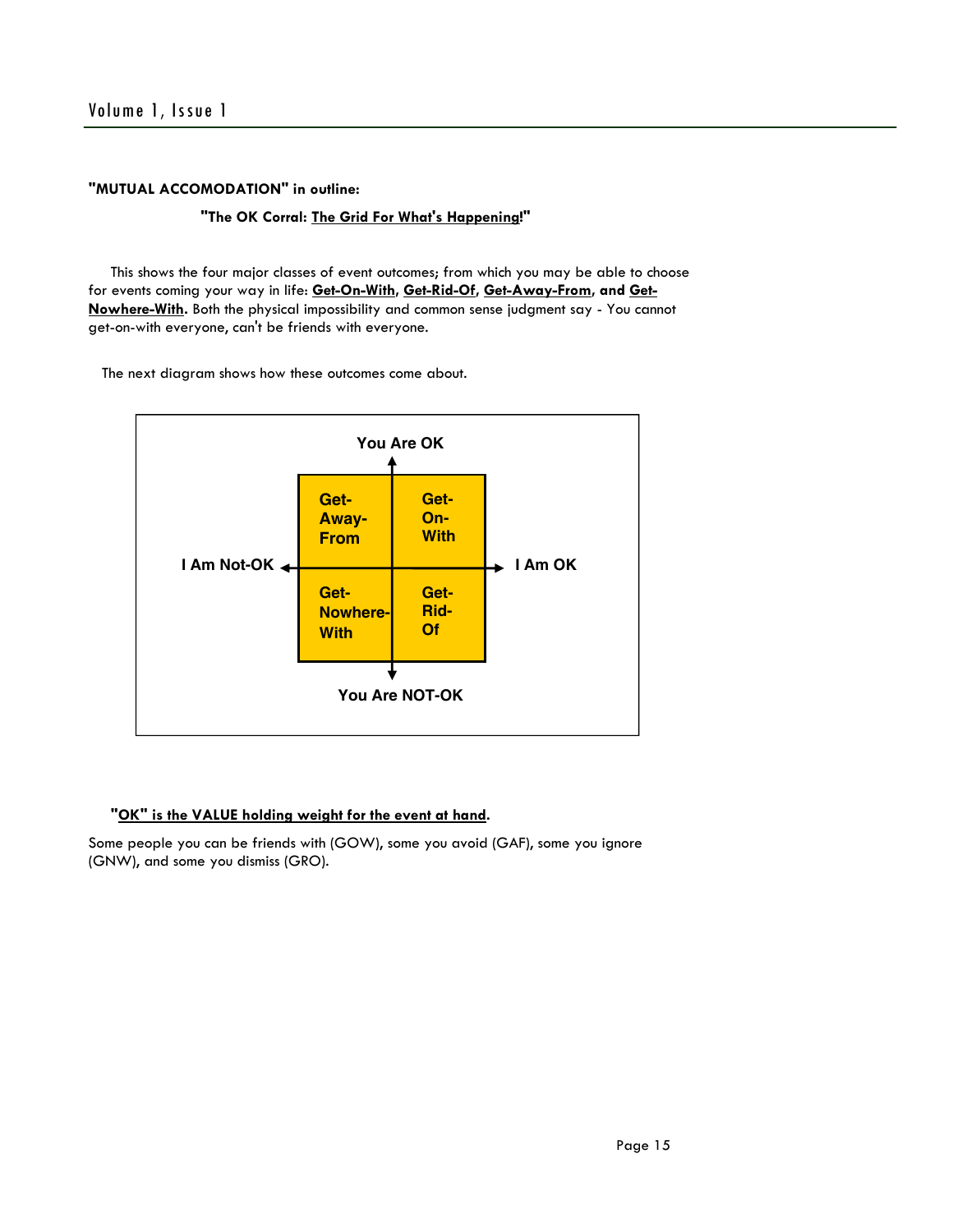**"MUTUAL ACCOMODATION" in outline:**

**"The OK Corral: The Grid For What's Happening!"**

This shows the four major classes of event outcomes; from which you may be able to choose for events coming your way in life: **Get-On-With**, **Get-Rid-Of**, **Get-Away-From**, **and Get-Nowhere-With.** Both the physical impossibility and common sense judgment say - You cannot get-on-with everyone, can't be friends with everyone.

The next diagram shows how these outcomes come about.

|  | I Am Not-OK | I Am OK |
|---|---|---|
| **You Are OK** | Get-Away-From | Get-On-With |
| **You Are NOT-OK** | Get-Nowhere-With | Get-Rid-Of |

**"OK" is the VALUE holding weight for the event at hand.**

Some people you can be friends with (GOW), some you avoid (GAF), some you ignore (GNW), and some you dismiss (GRO).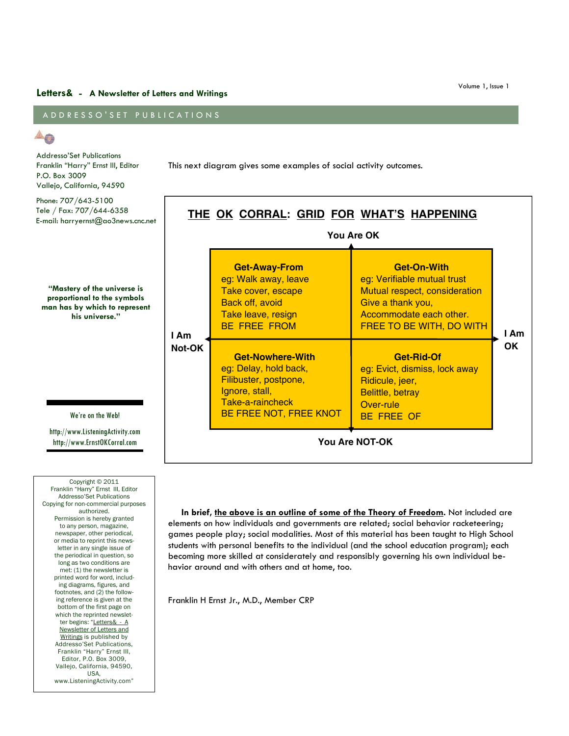**Letters&** - **A Newsletter of Letters and Writings**

ADDRESSO'SET PUBLICATIONS

Addresso'Set Publications
Franklin "Harry" Ernst III, Editor
P.O. Box 3009
Vallejo, California, 94590

Phone: 707/643-5100
Tele / Fax: 707/644-6358
E-mail: harryernst@ao3news.cnc.net

**"Mastery of the universe is proportional to the symbols man has by which to represent his universe."**

We're on the Web!

http://www.ListeningActivity.com
http://www.ErnstOKCorral.com

Copyright © 2011
Franklin "Harry" Ernst III, Editor
Addresso'Set Publications
Copying for non-commercial purposes authorized.
Permission is hereby granted to any person, magazine, newspaper, other periodical, or media to reprint this newsletter in any single issue of the periodical in question, so long as two conditions are met: (1) the newsletter is printed word for word, including diagrams, figures, and footnotes, and (2) the following reference is given at the bottom of the first page on which the reprinted newsletter begins: "Letters& - A Newsletter of Letters and Writings is published by Addresso'Set Publications, Franklin "Harry" Ernst III, Editor, P.O. Box 3009, Vallejo, California, 94590, USA, www.ListeningActivity.com"

This next diagram gives some examples of social activity outcomes.

**THE OK CORRAL: GRID FOR WHAT'S HAPPENING**

You Are OK

I Am Not-OK

I Am OK

You Are NOT-OK

**Get-Away-From**
eg: Walk away, leave
Take cover, escape
Back off, avoid
Take leave, resign
BE FREE FROM

**Get-On-With**
eg: Verifiable mutual trust
Mutual respect, consideration
Give a thank you,
Accommodate each other.
FREE TO BE WITH, DO WITH

**Get-Nowhere-With**
eg: Delay, hold back,
Filibuster, postpone,
Ignore, stall,
Take-a-raincheck
BE FREE NOT, FREE KNOT

**Get-Rid-Of**
eg: Evict, dismiss, lock away
Ridicule, jeer,
Belittle, betray
Over-rule
BE FREE OF

**In brief, the above is an outline of some of the Theory of Freedom.** Not included are elements on how individuals and governments are related; social behavior racketeering; games people play; social modalities. Most of this material has been taught to High School students with personal benefits to the individual (and the school education program); each becoming more skilled at considerately and responsibly governing his own individual behavior around and with others and at home, too.

Franklin H Ernst Jr., M.D., Member CRP